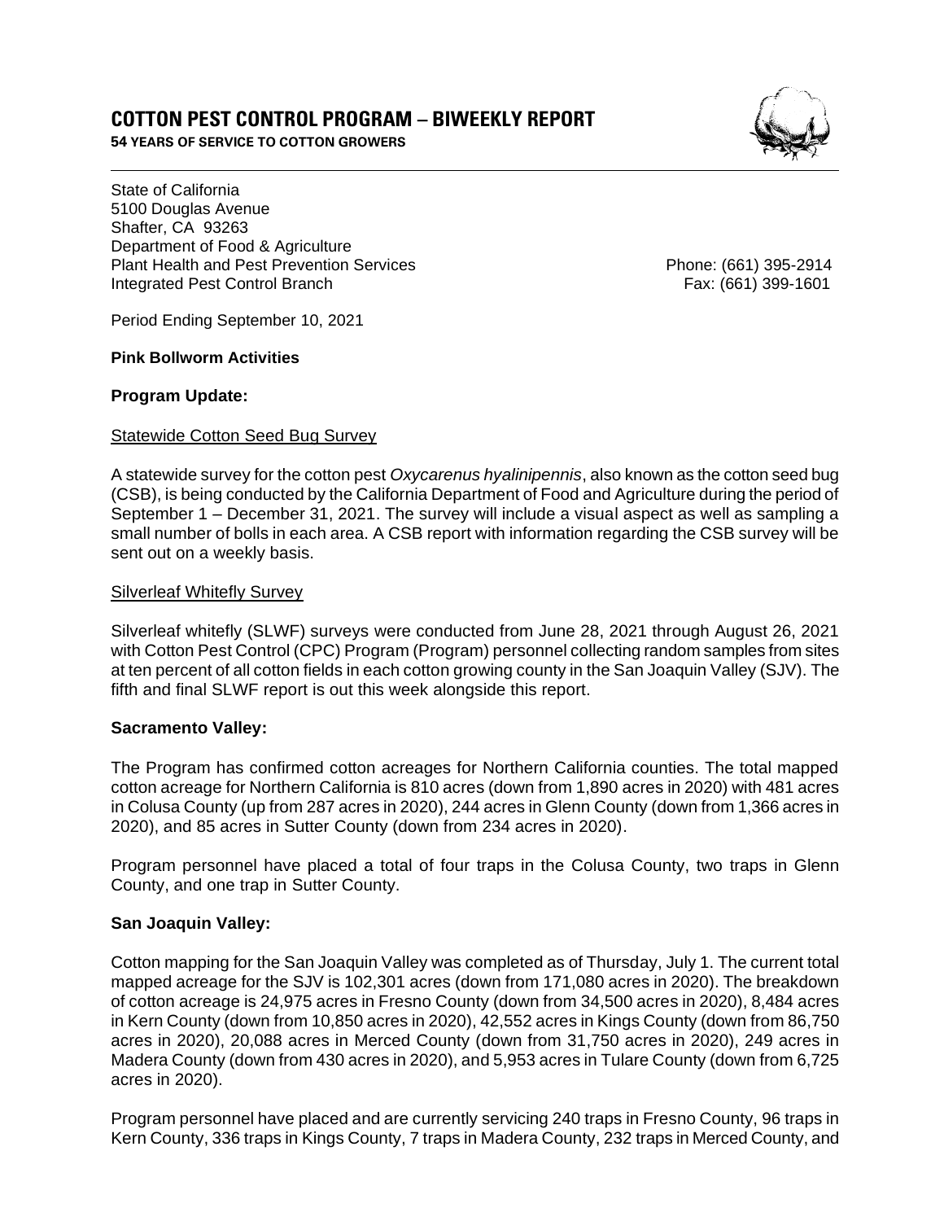# COTTON PEST CONTROL PROGRAM – BIWEEKLY REPORT

**54 YEARS OF SERVICE TO COTTON GROWERS**

State of California
5100 Douglas Avenue
Shafter, CA 93263
Department of Food & Agriculture
Plant Health and Pest Prevention Services
Integrated Pest Control Branch

Phone: (661) 395-2914
Fax: (661) 399-1601

Period Ending September 10, 2021

**Pink Bollworm Activities**

**Program Update:**

Statewide Cotton Seed Bug Survey

A statewide survey for the cotton pest *Oxycarenus hyalinipennis*, also known as the cotton seed bug (CSB), is being conducted by the California Department of Food and Agriculture during the period of September 1 – December 31, 2021. The survey will include a visual aspect as well as sampling a small number of bolls in each area. A CSB report with information regarding the CSB survey will be sent out on a weekly basis.

Silverleaf Whitefly Survey

Silverleaf whitefly (SLWF) surveys were conducted from June 28, 2021 through August 26, 2021 with Cotton Pest Control (CPC) Program (Program) personnel collecting random samples from sites at ten percent of all cotton fields in each cotton growing county in the San Joaquin Valley (SJV). The fifth and final SLWF report is out this week alongside this report.

**Sacramento Valley:**

The Program has confirmed cotton acreages for Northern California counties. The total mapped cotton acreage for Northern California is 810 acres (down from 1,890 acres in 2020) with 481 acres in Colusa County (up from 287 acres in 2020), 244 acres in Glenn County (down from 1,366 acres in 2020), and 85 acres in Sutter County (down from 234 acres in 2020).

Program personnel have placed a total of four traps in the Colusa County, two traps in Glenn County, and one trap in Sutter County.

**San Joaquin Valley:**

Cotton mapping for the San Joaquin Valley was completed as of Thursday, July 1. The current total mapped acreage for the SJV is 102,301 acres (down from 171,080 acres in 2020). The breakdown of cotton acreage is 24,975 acres in Fresno County (down from 34,500 acres in 2020), 8,484 acres in Kern County (down from 10,850 acres in 2020), 42,552 acres in Kings County (down from 86,750 acres in 2020), 20,088 acres in Merced County (down from 31,750 acres in 2020), 249 acres in Madera County (down from 430 acres in 2020), and 5,953 acres in Tulare County (down from 6,725 acres in 2020).

Program personnel have placed and are currently servicing 240 traps in Fresno County, 96 traps in Kern County, 336 traps in Kings County, 7 traps in Madera County, 232 traps in Merced County, and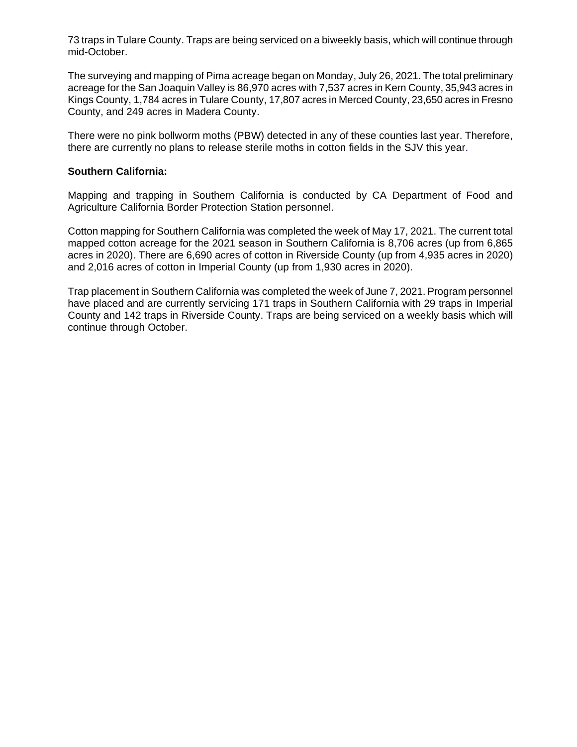73 traps in Tulare County. Traps are being serviced on a biweekly basis, which will continue through mid-October.

The surveying and mapping of Pima acreage began on Monday, July 26, 2021. The total preliminary acreage for the San Joaquin Valley is 86,970 acres with 7,537 acres in Kern County, 35,943 acres in Kings County, 1,784 acres in Tulare County, 17,807 acres in Merced County, 23,650 acres in Fresno County, and 249 acres in Madera County.

There were no pink bollworm moths (PBW) detected in any of these counties last year. Therefore, there are currently no plans to release sterile moths in cotton fields in the SJV this year.

**Southern California:**

Mapping and trapping in Southern California is conducted by CA Department of Food and Agriculture California Border Protection Station personnel.

Cotton mapping for Southern California was completed the week of May 17, 2021. The current total mapped cotton acreage for the 2021 season in Southern California is 8,706 acres (up from 6,865 acres in 2020). There are 6,690 acres of cotton in Riverside County (up from 4,935 acres in 2020) and 2,016 acres of cotton in Imperial County (up from 1,930 acres in 2020).

Trap placement in Southern California was completed the week of June 7, 2021. Program personnel have placed and are currently servicing 171 traps in Southern California with 29 traps in Imperial County and 142 traps in Riverside County. Traps are being serviced on a weekly basis which will continue through October.